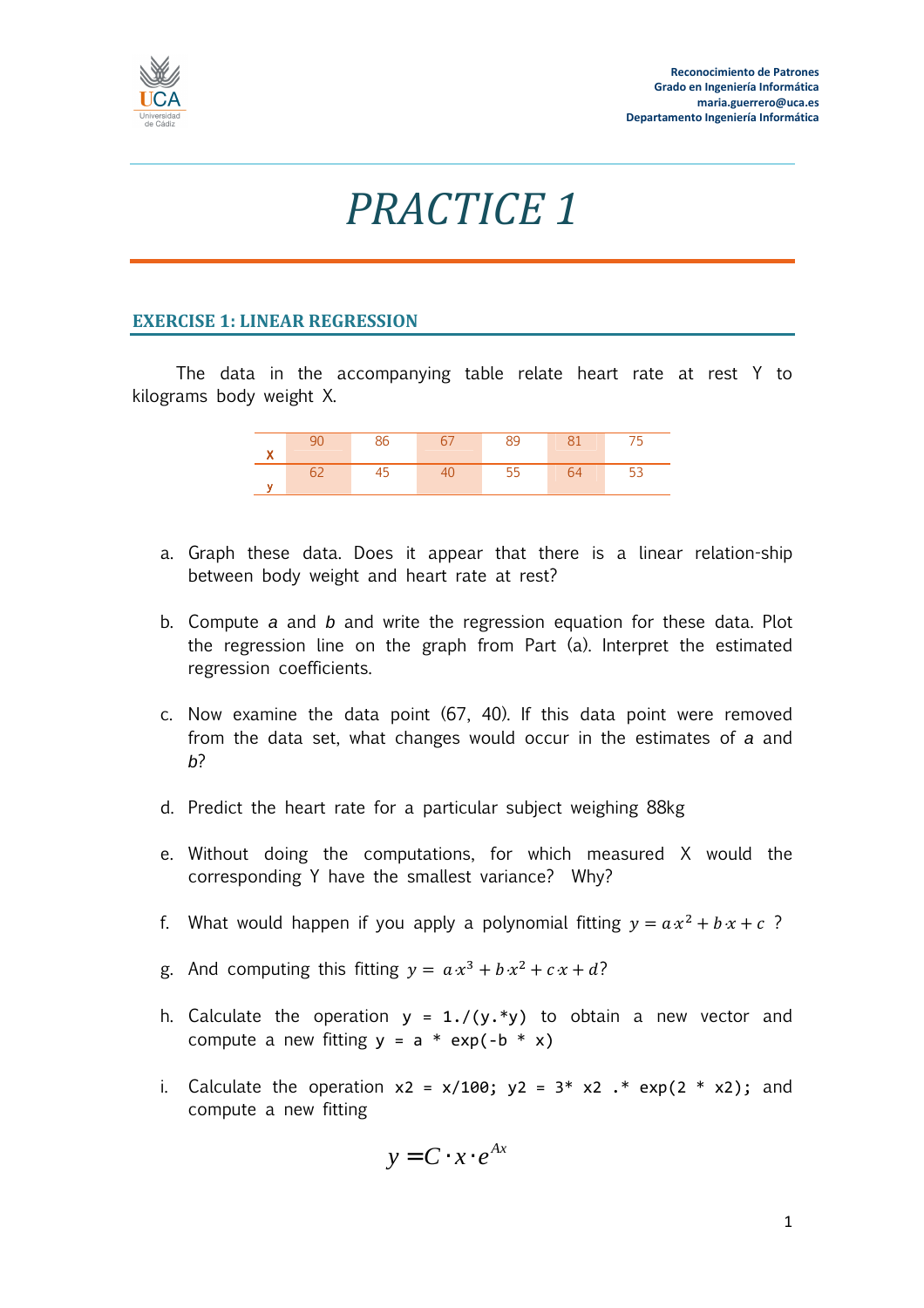# PRACTICE 1

## EXERCISE 1: LINEAR REGRESSION

The data in the accompanying table relate heart rate at rest Y to kilograms body weight X.

| X | 90 | 86 | 67 | 89 | 81 | 75 |
|---|---|---|---|---|---|---|
| y | 62 | 45 | 40 | 55 | 64 | 53 |

a. Graph these data. Does it appear that there is a linear relation-ship between body weight and heart rate at rest?

b. Compute *a* and *b* and write the regression equation for these data. Plot the regression line on the graph from Part (a). Interpret the estimated regression coefficients.

c. Now examine the data point (67, 40). If this data point were removed from the data set, what changes would occur in the estimates of *a* and *b*?

d. Predict the heart rate for a particular subject weighing 88kg

e. Without doing the computations, for which measured X would the corresponding Y have the smallest variance? Why?

f. What would happen if you apply a polynomial fitting $y = ax^2 + b\cdot x + c$ ?

g. And computing this fitting $y = a\cdot x^3 + b\cdot x^2 + c\cdot x + d$?

h. Calculate the operation `y = 1./(y.*y)` to obtain a new vector and compute a new fitting `y = a * exp(-b * x)`

i. Calculate the operation `x2 = x/100; y2 = 3* x2 .* exp(2 * x2);` and compute a new fitting

$$y = C \cdot x \cdot e^{Ax}$$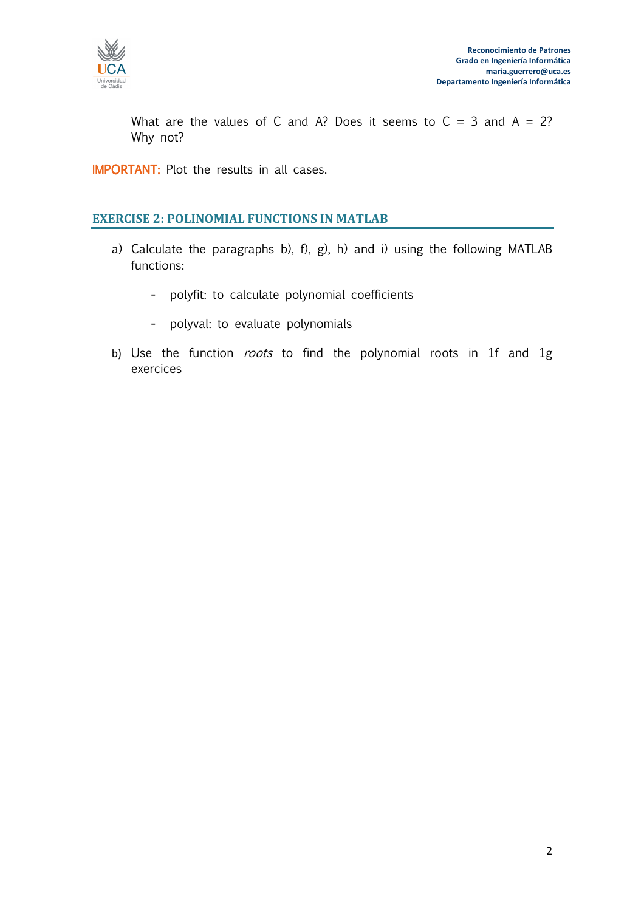What are the values of C and A? Does it seems to C = 3 and A = 2? Why not?

**IMPORTANT:** Plot the results in all cases.

## EXERCISE 2: POLINOMIAL FUNCTIONS IN MATLAB

a) Calculate the paragraphs b), f), g), h) and i) using the following MATLAB functions:

- polyfit: to calculate polynomial coefficients
- polyval: to evaluate polynomials

b) Use the function *roots* to find the polynomial roots in 1f and 1g exercices